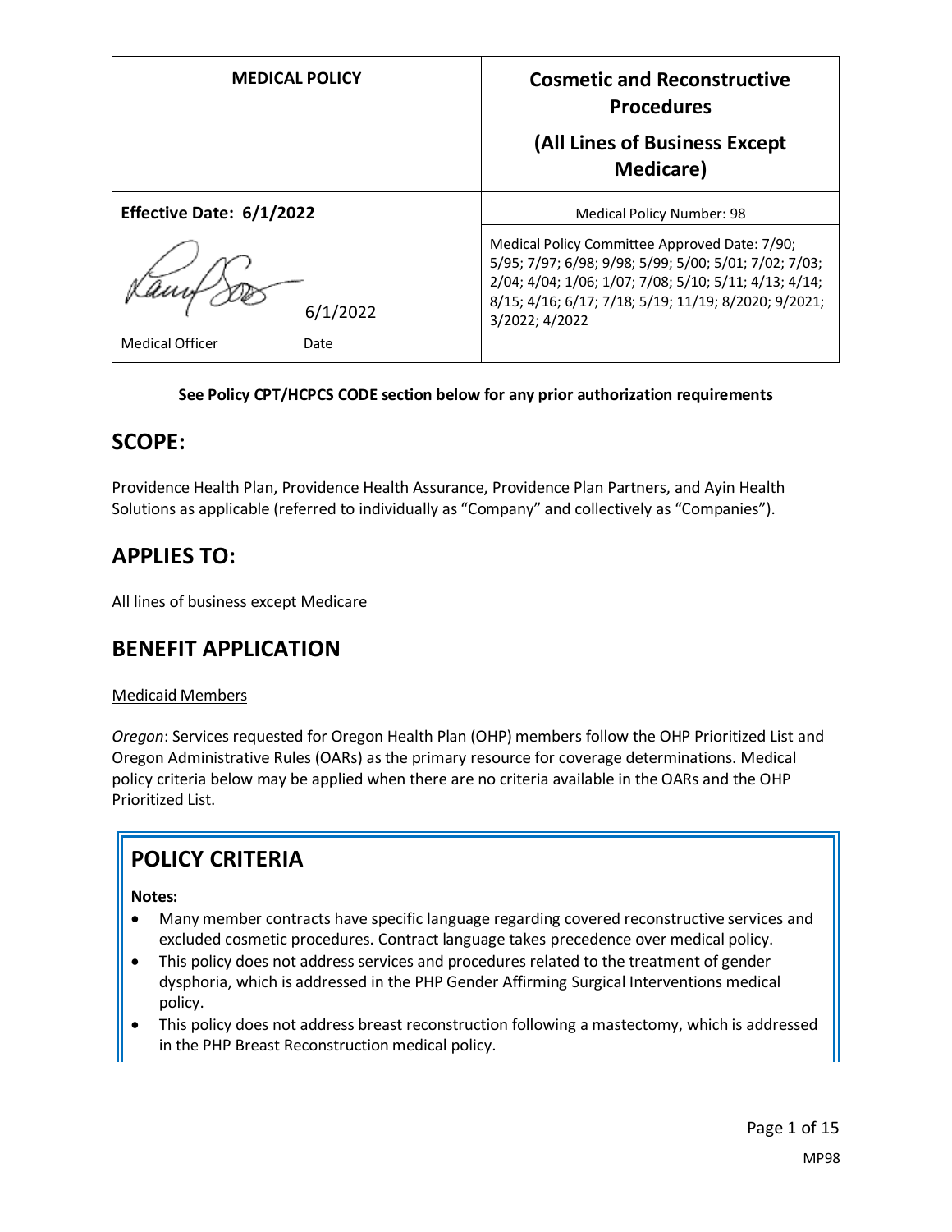| MEDICAL POLICY | **Cosmetic and Reconstructive Procedures** **(All Lines of Business Except Medicare)** |
|---|---|
| **Effective Date: 6/1/2022** | Medical Policy Number: 98 |
| 6/1/2022 | Medical Policy Committee Approved Date: 7/90; 5/95; 7/97; 6/98; 9/98; 5/99; 5/00; 5/01; 7/02; 7/03; 2/04; 4/04; 1/06; 1/07; 7/08; 5/10; 5/11; 4/13; 4/14; 8/15; 4/16; 6/17; 7/18; 5/19; 11/19; 8/2020; 9/2021; 3/2022; 4/2022 |
| Medical Officer Date | |

**See Policy CPT/HCPCS CODE section below for any prior authorization requirements**

## SCOPE:

Providence Health Plan, Providence Health Assurance, Providence Plan Partners, and Ayin Health Solutions as applicable (referred to individually as "Company" and collectively as "Companies").

## APPLIES TO:

All lines of business except Medicare

## BENEFIT APPLICATION

Medicaid Members

*Oregon*: Services requested for Oregon Health Plan (OHP) members follow the OHP Prioritized List and Oregon Administrative Rules (OARs) as the primary resource for coverage determinations. Medical policy criteria below may be applied when there are no criteria available in the OARs and the OHP Prioritized List.

## POLICY CRITERIA

**Notes:**

- Many member contracts have specific language regarding covered reconstructive services and excluded cosmetic procedures. Contract language takes precedence over medical policy.
- This policy does not address services and procedures related to the treatment of gender dysphoria, which is addressed in the PHP Gender Affirming Surgical Interventions medical policy.
- This policy does not address breast reconstruction following a mastectomy, which is addressed in the PHP Breast Reconstruction medical policy.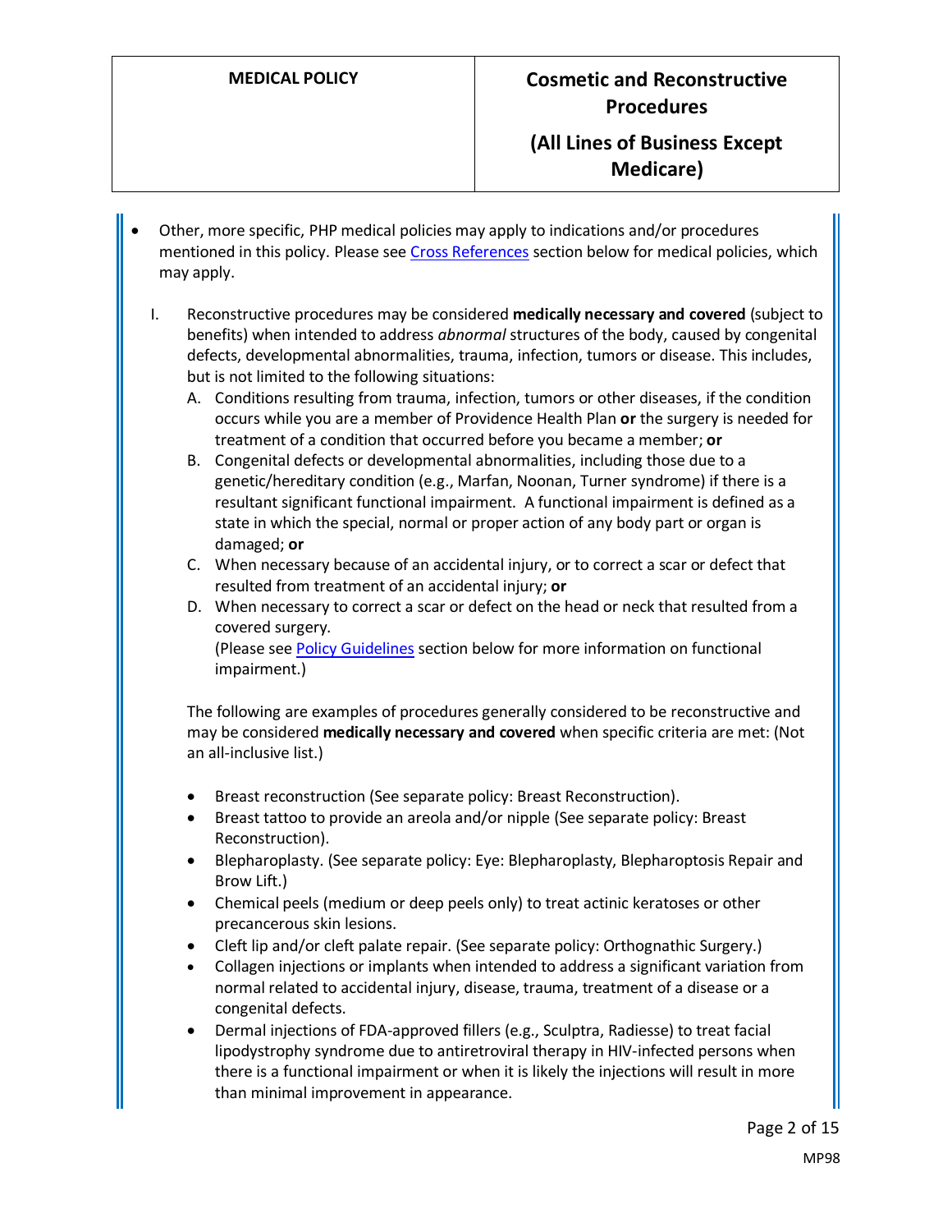- Other, more specific, PHP medical policies may apply to indications and/or procedures mentioned in this policy. Please see [Cross References](#) section below for medical policies, which may apply.

I. Reconstructive procedures may be considered **medically necessary and covered** (subject to benefits) when intended to address *abnormal* structures of the body, caused by congenital defects, developmental abnormalities, trauma, infection, tumors or disease. This includes, but is not limited to the following situations:
   A. Conditions resulting from trauma, infection, tumors or other diseases, if the condition occurs while you are a member of Providence Health Plan **or** the surgery is needed for treatment of a condition that occurred before you became a member; **or**
   B. Congenital defects or developmental abnormalities, including those due to a genetic/hereditary condition (e.g., Marfan, Noonan, Turner syndrome) if there is a resultant significant functional impairment. A functional impairment is defined as a state in which the special, normal or proper action of any body part or organ is damaged; **or**
   C. When necessary because of an accidental injury, or to correct a scar or defect that resulted from treatment of an accidental injury; **or**
   D. When necessary to correct a scar or defect on the head or neck that resulted from a covered surgery.
   (Please see [Policy Guidelines](#) section below for more information on functional impairment.)

   The following are examples of procedures generally considered to be reconstructive and may be considered **medically necessary and covered** when specific criteria are met: (Not an all-inclusive list.)

   - Breast reconstruction (See separate policy: Breast Reconstruction).
   - Breast tattoo to provide an areola and/or nipple (See separate policy: Breast Reconstruction).
   - Blepharoplasty. (See separate policy: Eye: Blepharoplasty, Blepharoptosis Repair and Brow Lift.)
   - Chemical peels (medium or deep peels only) to treat actinic keratoses or other precancerous skin lesions.
   - Cleft lip and/or cleft palate repair. (See separate policy: Orthognathic Surgery.)
   - Collagen injections or implants when intended to address a significant variation from normal related to accidental injury, disease, trauma, treatment of a disease or a congenital defects.
   - Dermal injections of FDA-approved fillers (e.g., Sculptra, Radiesse) to treat facial lipodystrophy syndrome due to antiretroviral therapy in HIV-infected persons when there is a functional impairment or when it is likely the injections will result in more than minimal improvement in appearance.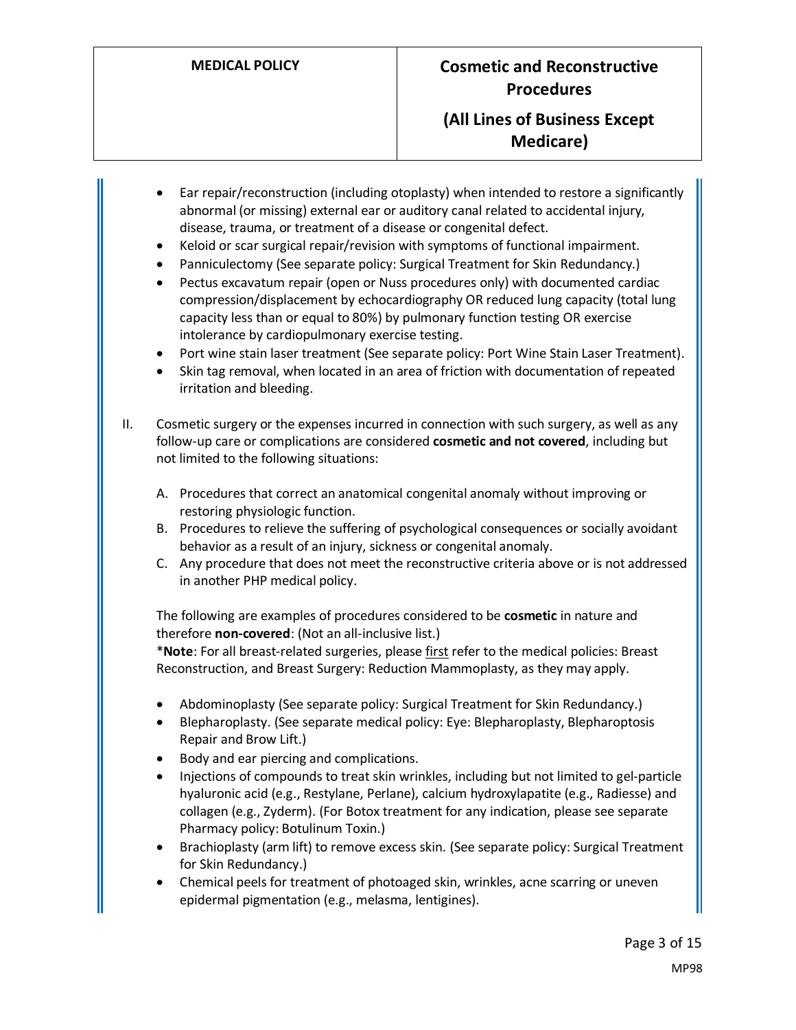- Ear repair/reconstruction (including otoplasty) when intended to restore a significantly abnormal (or missing) external ear or auditory canal related to accidental injury, disease, trauma, or treatment of a disease or congenital defect.
- Keloid or scar surgical repair/revision with symptoms of functional impairment.
- Panniculectomy (See separate policy: Surgical Treatment for Skin Redundancy.)
- Pectus excavatum repair (open or Nuss procedures only) with documented cardiac compression/displacement by echocardiography OR reduced lung capacity (total lung capacity less than or equal to 80%) by pulmonary function testing OR exercise intolerance by cardiopulmonary exercise testing.
- Port wine stain laser treatment (See separate policy: Port Wine Stain Laser Treatment).
- Skin tag removal, when located in an area of friction with documentation of repeated irritation and bleeding.

II. Cosmetic surgery or the expenses incurred in connection with such surgery, as well as any follow-up care or complications are considered **cosmetic and not covered**, including but not limited to the following situations:

   A. Procedures that correct an anatomical congenital anomaly without improving or restoring physiologic function.
   B. Procedures to relieve the suffering of psychological consequences or socially avoidant behavior as a result of an injury, sickness or congenital anomaly.
   C. Any procedure that does not meet the reconstructive criteria above or is not addressed in another PHP medical policy.

   The following are examples of procedures considered to be **cosmetic** in nature and therefore **non-covered**: (Not an all-inclusive list.)
   *__Note__: For all breast-related surgeries, please <u>first</u> refer to the medical policies: Breast Reconstruction, and Breast Surgery: Reduction Mammoplasty, as they may apply.

   - Abdominoplasty (See separate policy: Surgical Treatment for Skin Redundancy.)
   - Blepharoplasty. (See separate medical policy: Eye: Blepharoplasty, Blepharoptosis Repair and Brow Lift.)
   - Body and ear piercing and complications.
   - Injections of compounds to treat skin wrinkles, including but not limited to gel-particle hyaluronic acid (e.g., Restylane, Perlane), calcium hydroxylapatite (e.g., Radiesse) and collagen (e.g., Zyderm). (For Botox treatment for any indication, please see separate Pharmacy policy: Botulinum Toxin.)
   - Brachioplasty (arm lift) to remove excess skin. (See separate policy: Surgical Treatment for Skin Redundancy.)
   - Chemical peels for treatment of photoaged skin, wrinkles, acne scarring or uneven epidermal pigmentation (e.g., melasma, lentigines).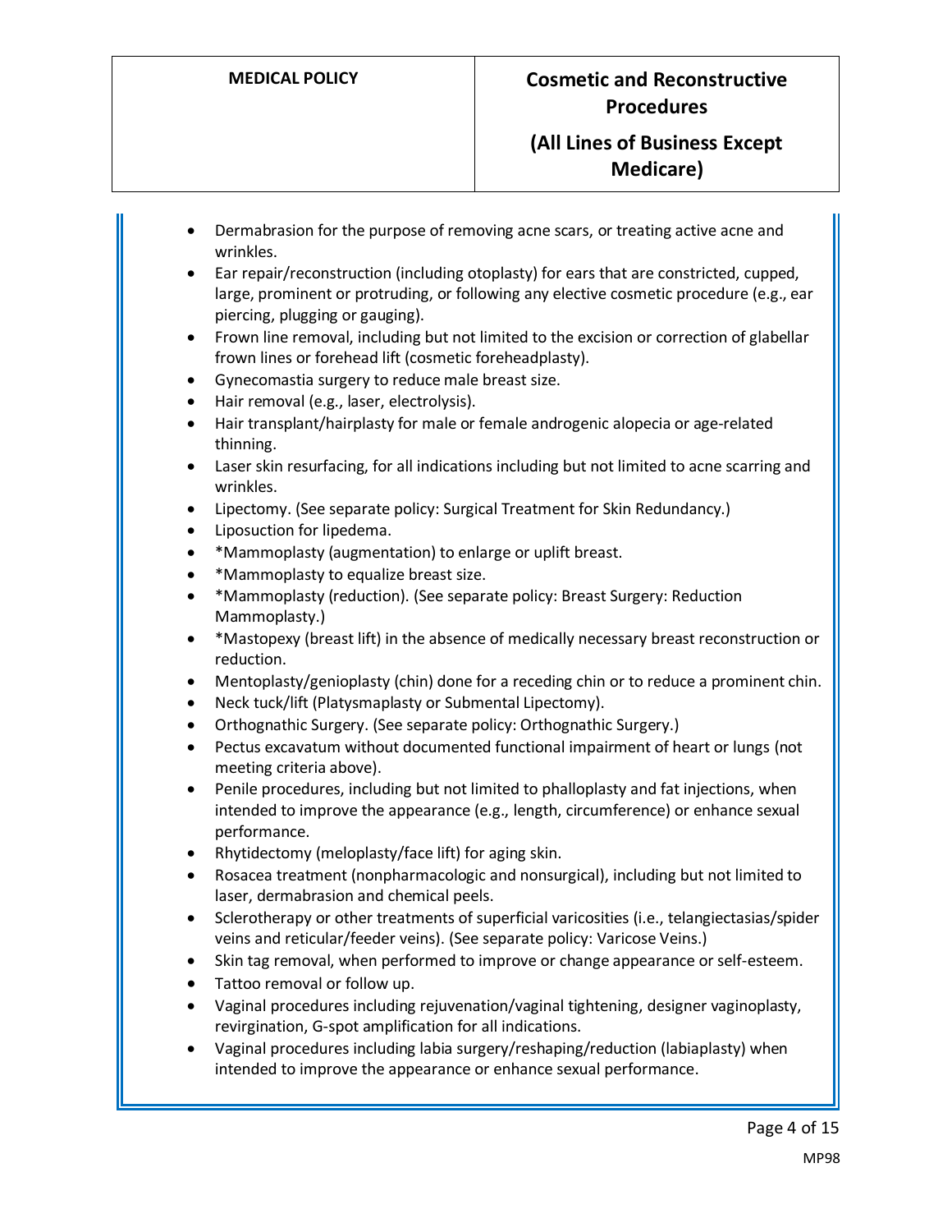- Dermabrasion for the purpose of removing acne scars, or treating active acne and wrinkles.
- Ear repair/reconstruction (including otoplasty) for ears that are constricted, cupped, large, prominent or protruding, or following any elective cosmetic procedure (e.g., ear piercing, plugging or gauging).
- Frown line removal, including but not limited to the excision or correction of glabellar frown lines or forehead lift (cosmetic foreheadplasty).
- Gynecomastia surgery to reduce male breast size.
- Hair removal (e.g., laser, electrolysis).
- Hair transplant/hairplasty for male or female androgenic alopecia or age-related thinning.
- Laser skin resurfacing, for all indications including but not limited to acne scarring and wrinkles.
- Lipectomy. (See separate policy: Surgical Treatment for Skin Redundancy.)
- Liposuction for lipedema.
- *Mammoplasty (augmentation) to enlarge or uplift breast.
- *Mammoplasty to equalize breast size.
- *Mammoplasty (reduction). (See separate policy: Breast Surgery: Reduction Mammoplasty.)
- *Mastopexy (breast lift) in the absence of medically necessary breast reconstruction or reduction.
- Mentoplasty/genioplasty (chin) done for a receding chin or to reduce a prominent chin.
- Neck tuck/lift (Platysmaplasty or Submental Lipectomy).
- Orthognathic Surgery. (See separate policy: Orthognathic Surgery.)
- Pectus excavatum without documented functional impairment of heart or lungs (not meeting criteria above).
- Penile procedures, including but not limited to phalloplasty and fat injections, when intended to improve the appearance (e.g., length, circumference) or enhance sexual performance.
- Rhytidectomy (meloplasty/face lift) for aging skin.
- Rosacea treatment (nonpharmacologic and nonsurgical), including but not limited to laser, dermabrasion and chemical peels.
- Sclerotherapy or other treatments of superficial varicosities (i.e., telangiectasias/spider veins and reticular/feeder veins). (See separate policy: Varicose Veins.)
- Skin tag removal, when performed to improve or change appearance or self-esteem.
- Tattoo removal or follow up.
- Vaginal procedures including rejuvenation/vaginal tightening, designer vaginoplasty, revirgination, G-spot amplification for all indications.
- Vaginal procedures including labia surgery/reshaping/reduction (labiaplasty) when intended to improve the appearance or enhance sexual performance.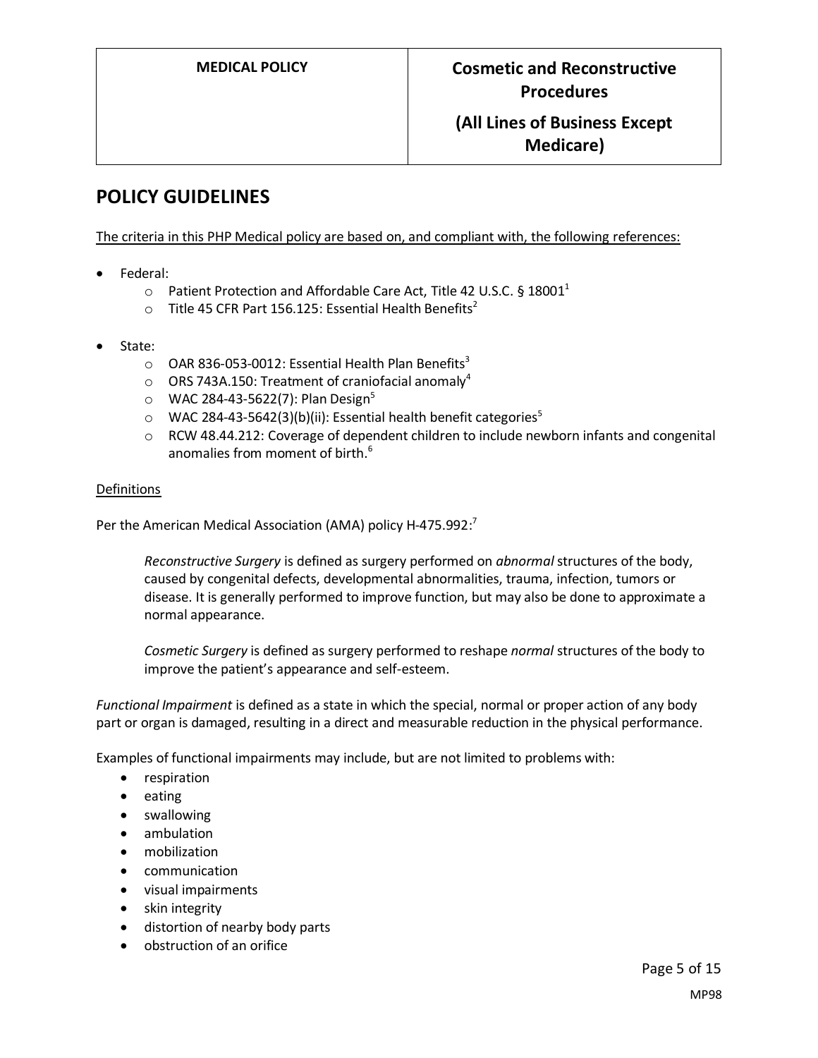## POLICY GUIDELINES

The criteria in this PHP Medical policy are based on, and compliant with, the following references:

- Federal:
  - Patient Protection and Affordable Care Act, Title 42 U.S.C. § 18001[1]
  - Title 45 CFR Part 156.125: Essential Health Benefits[2]
- State:
  - OAR 836-053-0012: Essential Health Plan Benefits[3]
  - ORS 743A.150: Treatment of craniofacial anomaly[4]
  - WAC 284-43-5622(7): Plan Design[5]
  - WAC 284-43-5642(3)(b)(ii): Essential health benefit categories[5]
  - RCW 48.44.212: Coverage of dependent children to include newborn infants and congenital anomalies from moment of birth.[6]

Definitions

Per the American Medical Association (AMA) policy H-475.992:[7]

> *Reconstructive Surgery* is defined as surgery performed on *abnormal* structures of the body, caused by congenital defects, developmental abnormalities, trauma, infection, tumors or disease. It is generally performed to improve function, but may also be done to approximate a normal appearance.
>
> *Cosmetic Surgery* is defined as surgery performed to reshape *normal* structures of the body to improve the patient's appearance and self-esteem.

*Functional Impairment* is defined as a state in which the special, normal or proper action of any body part or organ is damaged, resulting in a direct and measurable reduction in the physical performance.

Examples of functional impairments may include, but are not limited to problems with:

- respiration
- eating
- swallowing
- ambulation
- mobilization
- communication
- visual impairments
- skin integrity
- distortion of nearby body parts
- obstruction of an orifice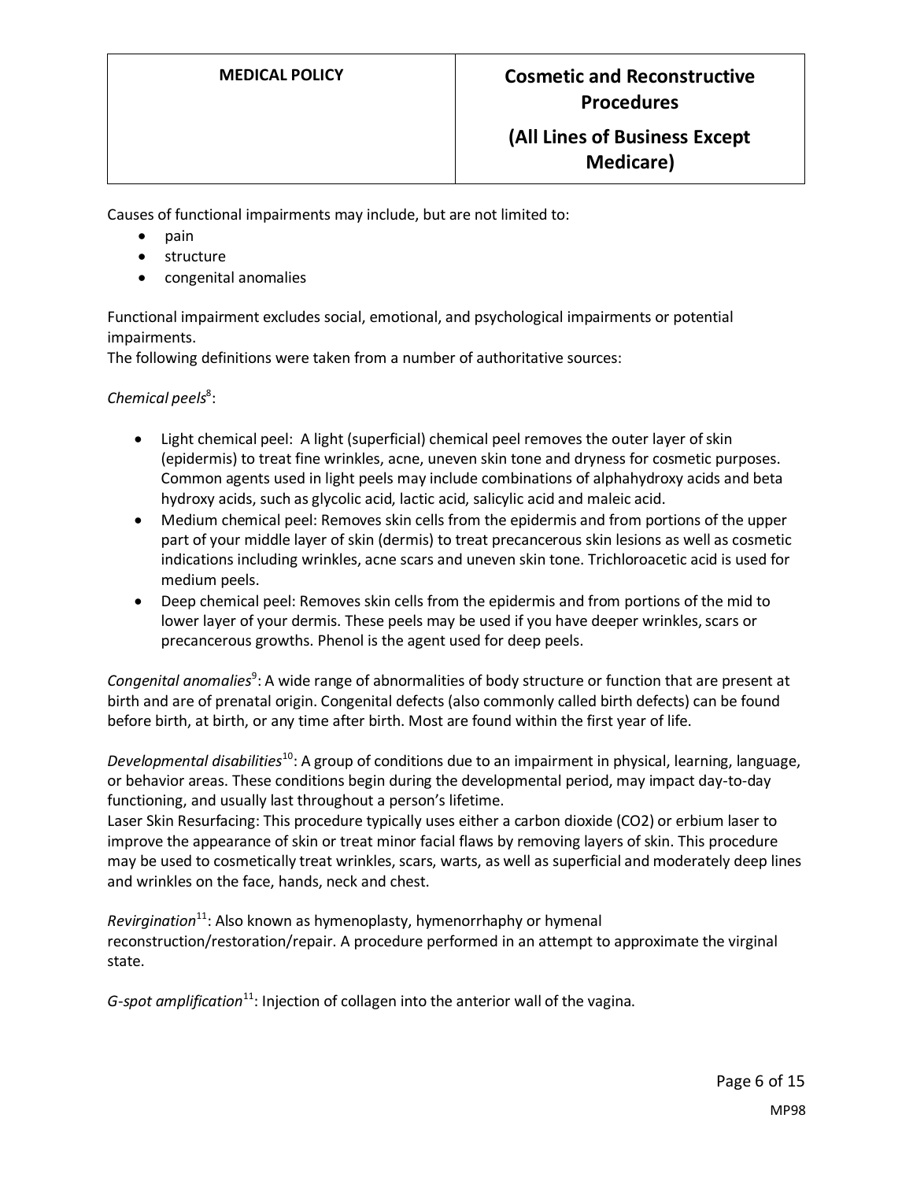Causes of functional impairments may include, but are not limited to:

- pain
- structure
- congenital anomalies

Functional impairment excludes social, emotional, and psychological impairments or potential impairments.
The following definitions were taken from a number of authoritative sources:

*Chemical peels*[8]:

- Light chemical peel: A light (superficial) chemical peel removes the outer layer of skin (epidermis) to treat fine wrinkles, acne, uneven skin tone and dryness for cosmetic purposes. Common agents used in light peels may include combinations of alphahydroxy acids and beta hydroxy acids, such as glycolic acid, lactic acid, salicylic acid and maleic acid.
- Medium chemical peel: Removes skin cells from the epidermis and from portions of the upper part of your middle layer of skin (dermis) to treat precancerous skin lesions as well as cosmetic indications including wrinkles, acne scars and uneven skin tone. Trichloroacetic acid is used for medium peels.
- Deep chemical peel: Removes skin cells from the epidermis and from portions of the mid to lower layer of your dermis. These peels may be used if you have deeper wrinkles, scars or precancerous growths. Phenol is the agent used for deep peels.

*Congenital anomalies*[9]: A wide range of abnormalities of body structure or function that are present at birth and are of prenatal origin. Congenital defects (also commonly called birth defects) can be found before birth, at birth, or any time after birth. Most are found within the first year of life.

*Developmental disabilities*[10]: A group of conditions due to an impairment in physical, learning, language, or behavior areas. These conditions begin during the developmental period, may impact day-to-day functioning, and usually last throughout a person's lifetime.
Laser Skin Resurfacing: This procedure typically uses either a carbon dioxide ($CO_2$) or erbium laser to improve the appearance of skin or treat minor facial flaws by removing layers of skin. This procedure may be used to cosmetically treat wrinkles, scars, warts, as well as superficial and moderately deep lines and wrinkles on the face, hands, neck and chest.

*Revirgination*[11]: Also known as hymenoplasty, hymenorrhaphy or hymenal reconstruction/restoration/repair. A procedure performed in an attempt to approximate the virginal state.

*G-spot amplification*[11]: Injection of collagen into the anterior wall of the vagina.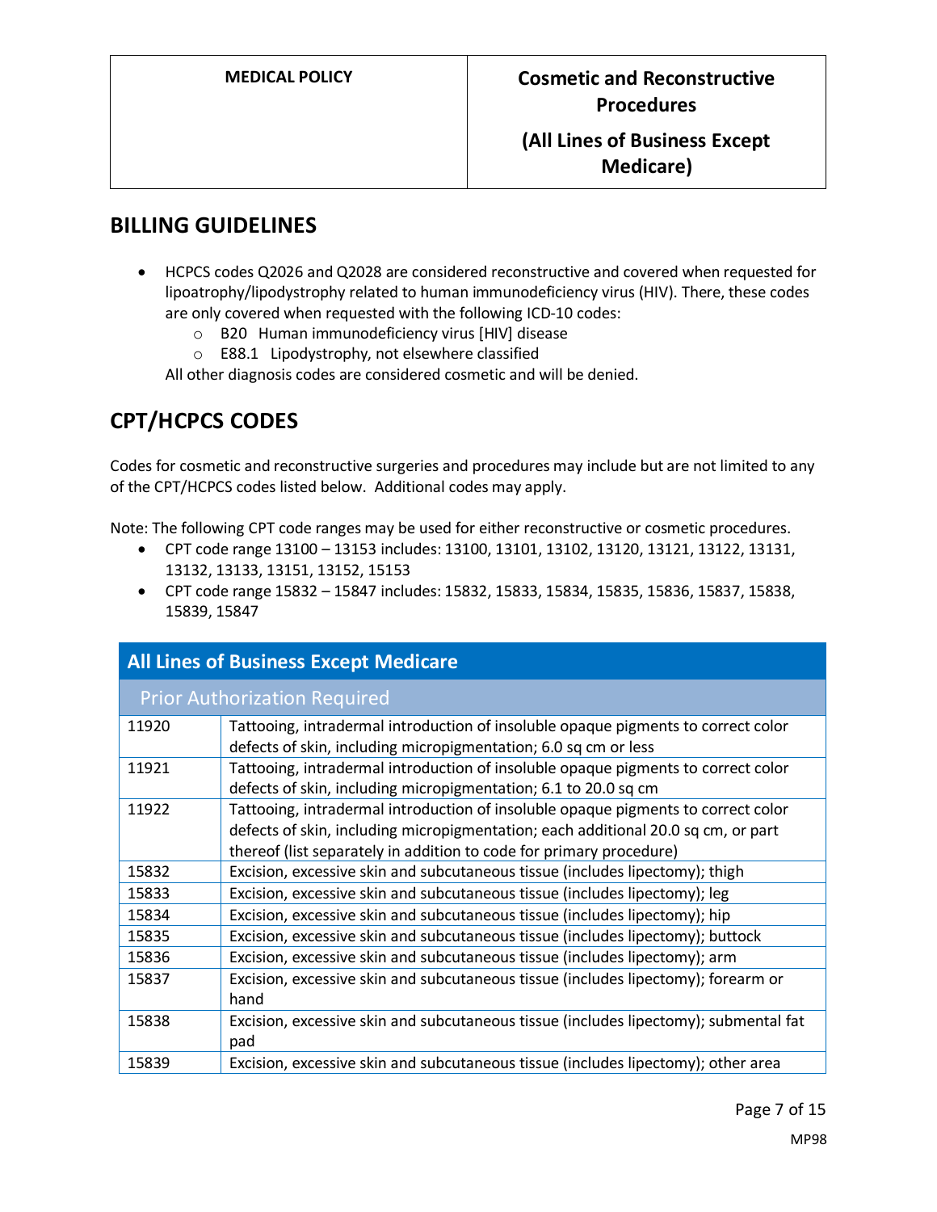## BILLING GUIDELINES

- HCPCS codes Q2026 and Q2028 are considered reconstructive and covered when requested for lipoatrophy/lipodystrophy related to human immunodeficiency virus (HIV). There, these codes are only covered when requested with the following ICD-10 codes:
  - B20 Human immunodeficiency virus [HIV] disease
  - E88.1 Lipodystrophy, not elsewhere classified

  All other diagnosis codes are considered cosmetic and will be denied.

## CPT/HCPCS CODES

Codes for cosmetic and reconstructive surgeries and procedures may include but are not limited to any of the CPT/HCPCS codes listed below. Additional codes may apply.

Note: The following CPT code ranges may be used for either reconstructive or cosmetic procedures.

- CPT code range 13100 – 13153 includes: 13100, 13101, 13102, 13120, 13121, 13122, 13131, 13132, 13133, 13151, 13152, 15153
- CPT code range 15832 – 15847 includes: 15832, 15833, 15834, 15835, 15836, 15837, 15838, 15839, 15847

| All Lines of Business Except Medicare | |
|---|---|
| Prior Authorization Required | |
| 11920 | Tattooing, intradermal introduction of insoluble opaque pigments to correct color defects of skin, including micropigmentation; 6.0 sq cm or less |
| 11921 | Tattooing, intradermal introduction of insoluble opaque pigments to correct color defects of skin, including micropigmentation; 6.1 to 20.0 sq cm |
| 11922 | Tattooing, intradermal introduction of insoluble opaque pigments to correct color defects of skin, including micropigmentation; each additional 20.0 sq cm, or part thereof (list separately in addition to code for primary procedure) |
| 15832 | Excision, excessive skin and subcutaneous tissue (includes lipectomy); thigh |
| 15833 | Excision, excessive skin and subcutaneous tissue (includes lipectomy); leg |
| 15834 | Excision, excessive skin and subcutaneous tissue (includes lipectomy); hip |
| 15835 | Excision, excessive skin and subcutaneous tissue (includes lipectomy); buttock |
| 15836 | Excision, excessive skin and subcutaneous tissue (includes lipectomy); arm |
| 15837 | Excision, excessive skin and subcutaneous tissue (includes lipectomy); forearm or hand |
| 15838 | Excision, excessive skin and subcutaneous tissue (includes lipectomy); submental fat pad |
| 15839 | Excision, excessive skin and subcutaneous tissue (includes lipectomy); other area |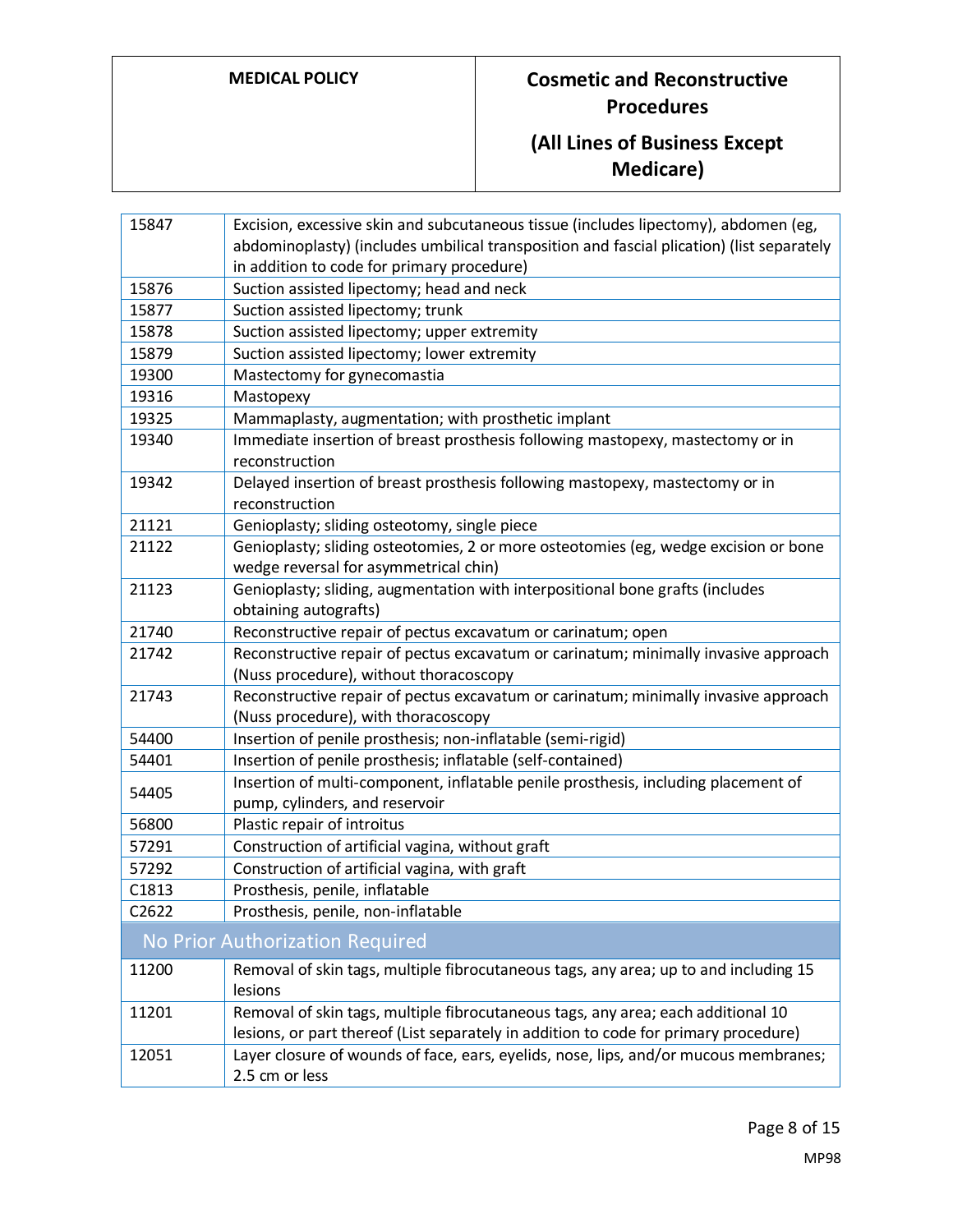| | |
|---|---|
| 15847 | Excision, excessive skin and subcutaneous tissue (includes lipectomy), abdomen (eg, abdominoplasty) (includes umbilical transposition and fascial plication) (list separately in addition to code for primary procedure) |
| 15876 | Suction assisted lipectomy; head and neck |
| 15877 | Suction assisted lipectomy; trunk |
| 15878 | Suction assisted lipectomy; upper extremity |
| 15879 | Suction assisted lipectomy; lower extremity |
| 19300 | Mastectomy for gynecomastia |
| 19316 | Mastopexy |
| 19325 | Mammaplasty, augmentation; with prosthetic implant |
| 19340 | Immediate insertion of breast prosthesis following mastopexy, mastectomy or in reconstruction |
| 19342 | Delayed insertion of breast prosthesis following mastopexy, mastectomy or in reconstruction |
| 21121 | Genioplasty; sliding osteotomy, single piece |
| 21122 | Genioplasty; sliding osteotomies, 2 or more osteotomies (eg, wedge excision or bone wedge reversal for asymmetrical chin) |
| 21123 | Genioplasty; sliding, augmentation with interpositional bone grafts (includes obtaining autografts) |
| 21740 | Reconstructive repair of pectus excavatum or carinatum; open |
| 21742 | Reconstructive repair of pectus excavatum or carinatum; minimally invasive approach (Nuss procedure), without thoracoscopy |
| 21743 | Reconstructive repair of pectus excavatum or carinatum; minimally invasive approach (Nuss procedure), with thoracoscopy |
| 54400 | Insertion of penile prosthesis; non-inflatable (semi-rigid) |
| 54401 | Insertion of penile prosthesis; inflatable (self-contained) |
| 54405 | Insertion of multi-component, inflatable penile prosthesis, including placement of pump, cylinders, and reservoir |
| 56800 | Plastic repair of introitus |
| 57291 | Construction of artificial vagina, without graft |
| 57292 | Construction of artificial vagina, with graft |
| C1813 | Prosthesis, penile, inflatable |
| C2622 | Prosthesis, penile, non-inflatable |
| **No Prior Authorization Required** | |
| 11200 | Removal of skin tags, multiple fibrocutaneous tags, any area; up to and including 15 lesions |
| 11201 | Removal of skin tags, multiple fibrocutaneous tags, any area; each additional 10 lesions, or part thereof (List separately in addition to code for primary procedure) |
| 12051 | Layer closure of wounds of face, ears, eyelids, nose, lips, and/or mucous membranes; 2.5 cm or less |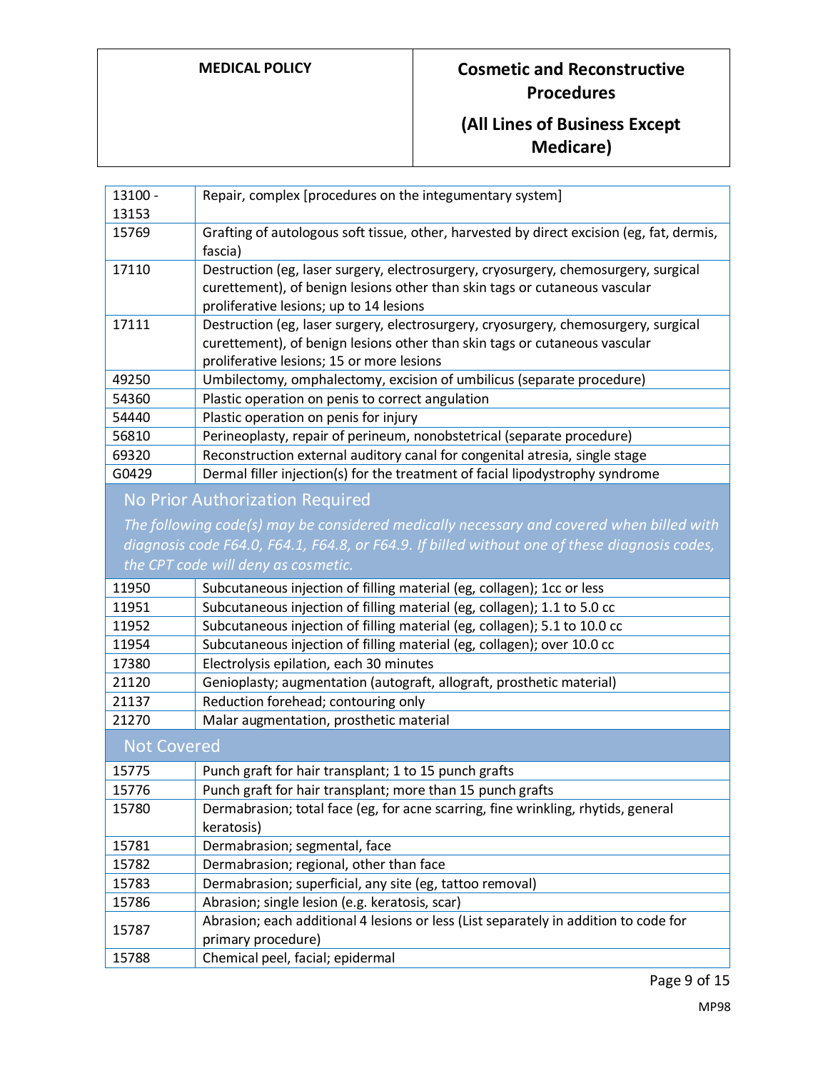| | |
|---|---|
| 13100 - 13153 | Repair, complex [procedures on the integumentary system] |
| 15769 | Grafting of autologous soft tissue, other, harvested by direct excision (eg, fat, dermis, fascia) |
| 17110 | Destruction (eg, laser surgery, electrosurgery, cryosurgery, chemosurgery, surgical curettement), of benign lesions other than skin tags or cutaneous vascular proliferative lesions; up to 14 lesions |
| 17111 | Destruction (eg, laser surgery, electrosurgery, cryosurgery, chemosurgery, surgical curettement), of benign lesions other than skin tags or cutaneous vascular proliferative lesions; 15 or more lesions |
| 49250 | Umbilectomy, omphalectomy, excision of umbilicus (separate procedure) |
| 54360 | Plastic operation on penis to correct angulation |
| 54440 | Plastic operation on penis for injury |
| 56810 | Perineoplasty, repair of perineum, nonobstetrical (separate procedure) |
| 69320 | Reconstruction external auditory canal for congenital atresia, single stage |
| G0429 | Dermal filler injection(s) for the treatment of facial lipodystrophy syndrome |

## No Prior Authorization Required

*The following code(s) may be considered medically necessary and covered when billed with diagnosis code F64.0, F64.1, F64.8, or F64.9. If billed without one of these diagnosis codes, the CPT code will deny as cosmetic.*

| | |
|---|---|
| 11950 | Subcutaneous injection of filling material (eg, collagen); 1cc or less |
| 11951 | Subcutaneous injection of filling material (eg, collagen); 1.1 to 5.0 cc |
| 11952 | Subcutaneous injection of filling material (eg, collagen); 5.1 to 10.0 cc |
| 11954 | Subcutaneous injection of filling material (eg, collagen); over 10.0 cc |
| 17380 | Electrolysis epilation, each 30 minutes |
| 21120 | Genioplasty; augmentation (autograft, allograft, prosthetic material) |
| 21137 | Reduction forehead; contouring only |
| 21270 | Malar augmentation, prosthetic material |

## Not Covered

| | |
|---|---|
| 15775 | Punch graft for hair transplant; 1 to 15 punch grafts |
| 15776 | Punch graft for hair transplant; more than 15 punch grafts |
| 15780 | Dermabrasion; total face (eg, for acne scarring, fine wrinkling, rhytids, general keratosis) |
| 15781 | Dermabrasion; segmental, face |
| 15782 | Dermabrasion; regional, other than face |
| 15783 | Dermabrasion; superficial, any site (eg, tattoo removal) |
| 15786 | Abrasion; single lesion (e.g. keratosis, scar) |
| 15787 | Abrasion; each additional 4 lesions or less (List separately in addition to code for primary procedure) |
| 15788 | Chemical peel, facial; epidermal |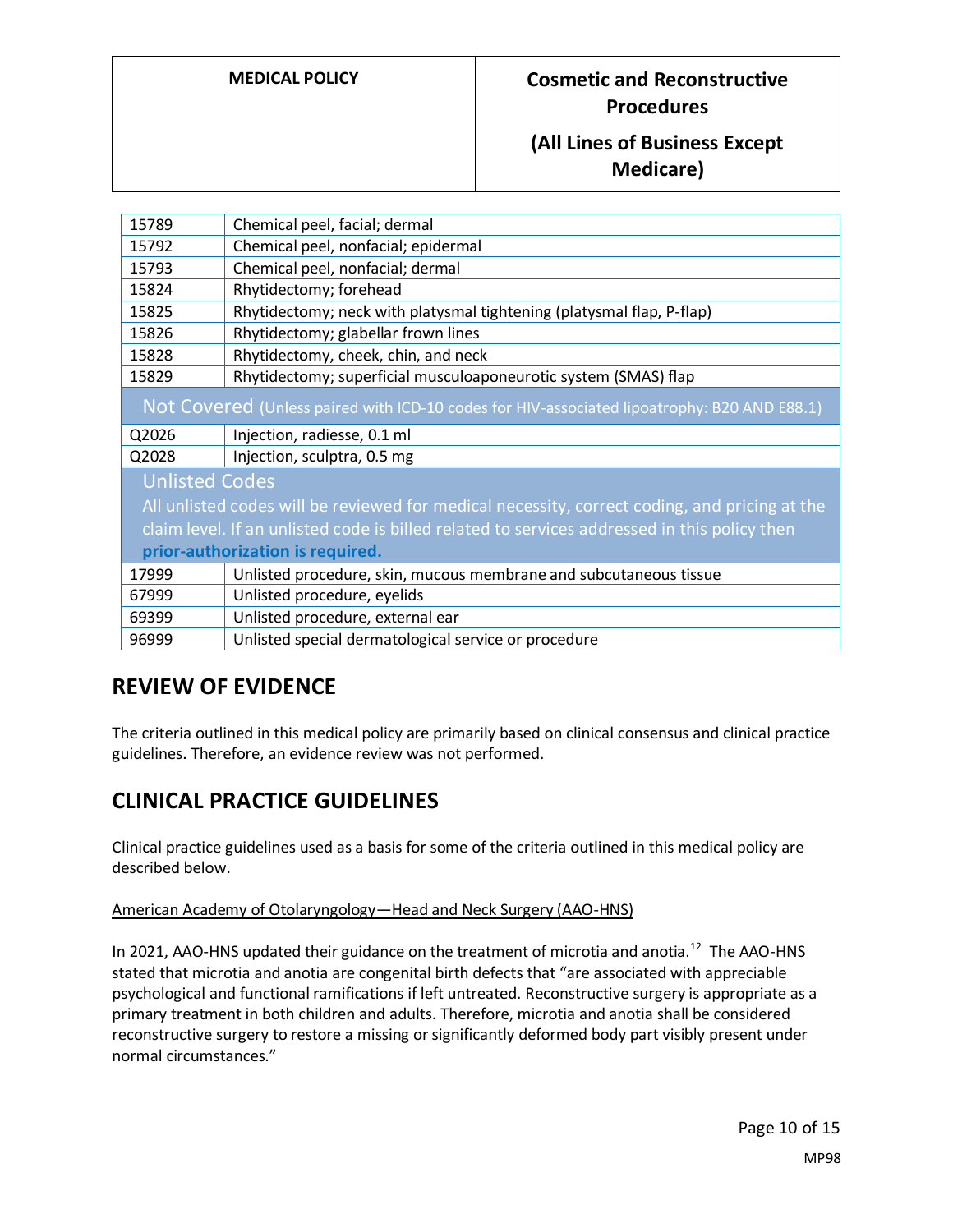| | |
|---|---|
| 15789 | Chemical peel, facial; dermal |
| 15792 | Chemical peel, nonfacial; epidermal |
| 15793 | Chemical peel, nonfacial; dermal |
| 15824 | Rhytidectomy; forehead |
| 15825 | Rhytidectomy; neck with platysmal tightening (platysmal flap, P-flap) |
| 15826 | Rhytidectomy; glabellar frown lines |
| 15828 | Rhytidectomy, cheek, chin, and neck |
| 15829 | Rhytidectomy; superficial musculoaponeurotic system (SMAS) flap |
| **Not Covered** (Unless paired with ICD-10 codes for HIV-associated lipoatrophy: B20 AND E88.1) | |
| Q2026 | Injection, radiesse, 0.1 ml |
| Q2028 | Injection, sculptra, 0.5 mg |
| **Unlisted Codes** All unlisted codes will be reviewed for medical necessity, correct coding, and pricing at the claim level. If an unlisted code is billed related to services addressed in this policy then **prior-authorization is required.** | |
| 17999 | Unlisted procedure, skin, mucous membrane and subcutaneous tissue |
| 67999 | Unlisted procedure, eyelids |
| 69399 | Unlisted procedure, external ear |
| 96999 | Unlisted special dermatological service or procedure |

## REVIEW OF EVIDENCE

The criteria outlined in this medical policy are primarily based on clinical consensus and clinical practice guidelines. Therefore, an evidence review was not performed.

## CLINICAL PRACTICE GUIDELINES

Clinical practice guidelines used as a basis for some of the criteria outlined in this medical policy are described below.

American Academy of Otolaryngology—Head and Neck Surgery (AAO-HNS)

In 2021, AAO-HNS updated their guidance on the treatment of microtia and anotia.[12] The AAO-HNS stated that microtia and anotia are congenital birth defects that "are associated with appreciable psychological and functional ramifications if left untreated. Reconstructive surgery is appropriate as a primary treatment in both children and adults. Therefore, microtia and anotia shall be considered reconstructive surgery to restore a missing or significantly deformed body part visibly present under normal circumstances."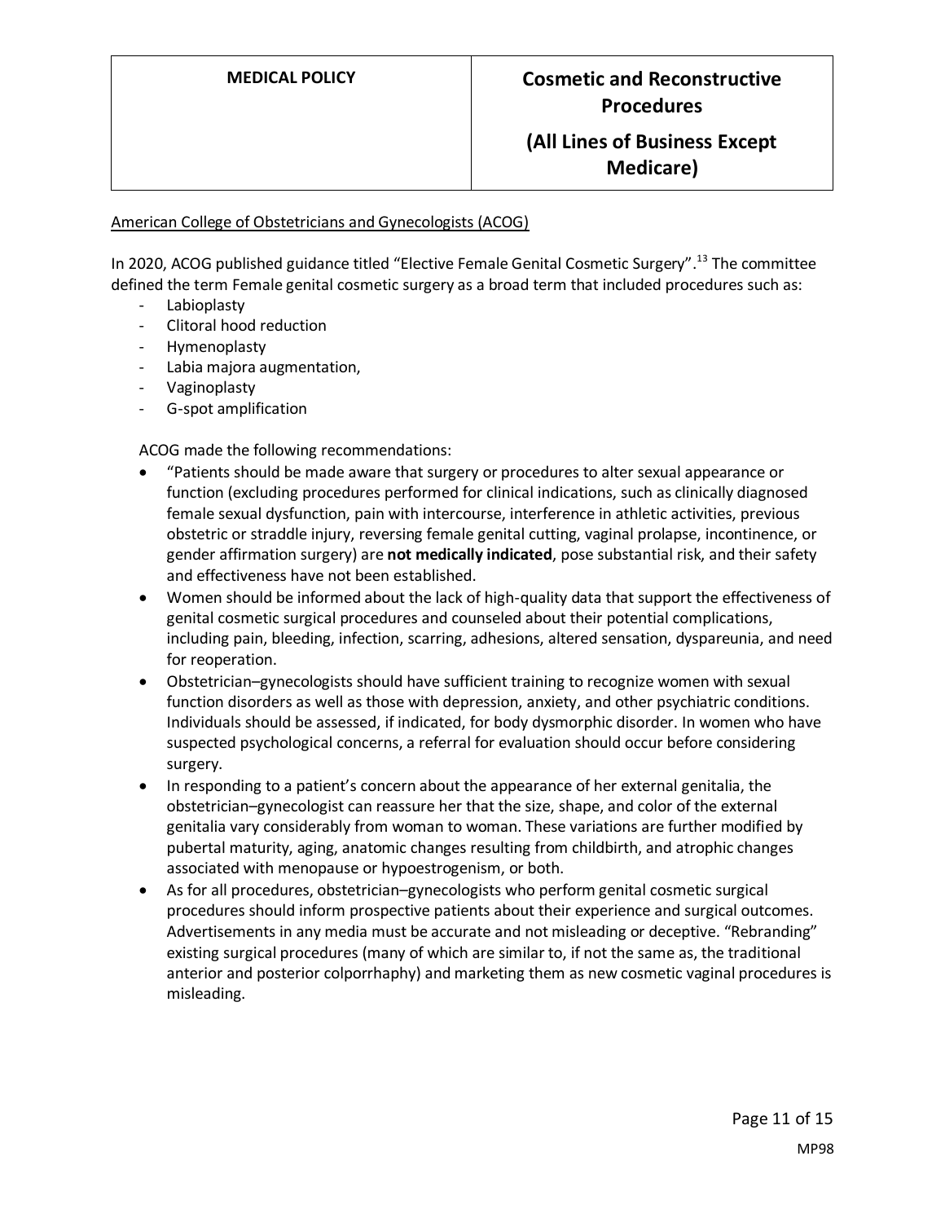American College of Obstetricians and Gynecologists (ACOG)

In 2020, ACOG published guidance titled "Elective Female Genital Cosmetic Surgery".[13] The committee defined the term Female genital cosmetic surgery as a broad term that included procedures such as:

- Labioplasty
- Clitoral hood reduction
- Hymenoplasty
- Labia majora augmentation,
- Vaginoplasty
- G-spot amplification

ACOG made the following recommendations:

- "Patients should be made aware that surgery or procedures to alter sexual appearance or function (excluding procedures performed for clinical indications, such as clinically diagnosed female sexual dysfunction, pain with intercourse, interference in athletic activities, previous obstetric or straddle injury, reversing female genital cutting, vaginal prolapse, incontinence, or gender affirmation surgery) are **not medically indicated**, pose substantial risk, and their safety and effectiveness have not been established.
- Women should be informed about the lack of high-quality data that support the effectiveness of genital cosmetic surgical procedures and counseled about their potential complications, including pain, bleeding, infection, scarring, adhesions, altered sensation, dyspareunia, and need for reoperation.
- Obstetrician–gynecologists should have sufficient training to recognize women with sexual function disorders as well as those with depression, anxiety, and other psychiatric conditions. Individuals should be assessed, if indicated, for body dysmorphic disorder. In women who have suspected psychological concerns, a referral for evaluation should occur before considering surgery.
- In responding to a patient's concern about the appearance of her external genitalia, the obstetrician–gynecologist can reassure her that the size, shape, and color of the external genitalia vary considerably from woman to woman. These variations are further modified by pubertal maturity, aging, anatomic changes resulting from childbirth, and atrophic changes associated with menopause or hypoestrogenism, or both.
- As for all procedures, obstetrician–gynecologists who perform genital cosmetic surgical procedures should inform prospective patients about their experience and surgical outcomes. Advertisements in any media must be accurate and not misleading or deceptive. "Rebranding" existing surgical procedures (many of which are similar to, if not the same as, the traditional anterior and posterior colporrhaphy) and marketing them as new cosmetic vaginal procedures is misleading.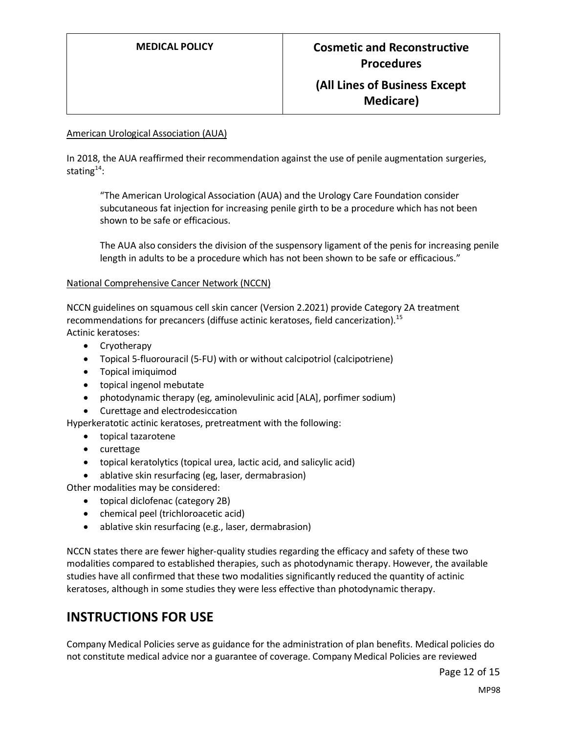American Urological Association (AUA)

In 2018, the AUA reaffirmed their recommendation against the use of penile augmentation surgeries, stating[14]:

> "The American Urological Association (AUA) and the Urology Care Foundation consider subcutaneous fat injection for increasing penile girth to be a procedure which has not been shown to be safe or efficacious.
>
> The AUA also considers the division of the suspensory ligament of the penis for increasing penile length in adults to be a procedure which has not been shown to be safe or efficacious."

National Comprehensive Cancer Network (NCCN)

NCCN guidelines on squamous cell skin cancer (Version 2.2021) provide Category 2A treatment recommendations for precancers (diffuse actinic keratoses, field cancerization).[15]

Actinic keratoses:

- Cryotherapy
- Topical 5-fluorouracil (5-FU) with or without calcipotriol (calcipotriene)
- Topical imiquimod
- topical ingenol mebutate
- photodynamic therapy (eg, aminolevulinic acid [ALA], porfimer sodium)
- Curettage and electrodesiccation

Hyperkeratotic actinic keratoses, pretreatment with the following:

- topical tazarotene
- curettage
- topical keratolytics (topical urea, lactic acid, and salicylic acid)
- ablative skin resurfacing (eg, laser, dermabrasion)

Other modalities may be considered:

- topical diclofenac (category 2B)
- chemical peel (trichloroacetic acid)
- ablative skin resurfacing (e.g., laser, dermabrasion)

NCCN states there are fewer higher-quality studies regarding the efficacy and safety of these two modalities compared to established therapies, such as photodynamic therapy. However, the available studies have all confirmed that these two modalities significantly reduced the quantity of actinic keratoses, although in some studies they were less effective than photodynamic therapy.

# INSTRUCTIONS FOR USE

Company Medical Policies serve as guidance for the administration of plan benefits. Medical policies do not constitute medical advice nor a guarantee of coverage. Company Medical Policies are reviewed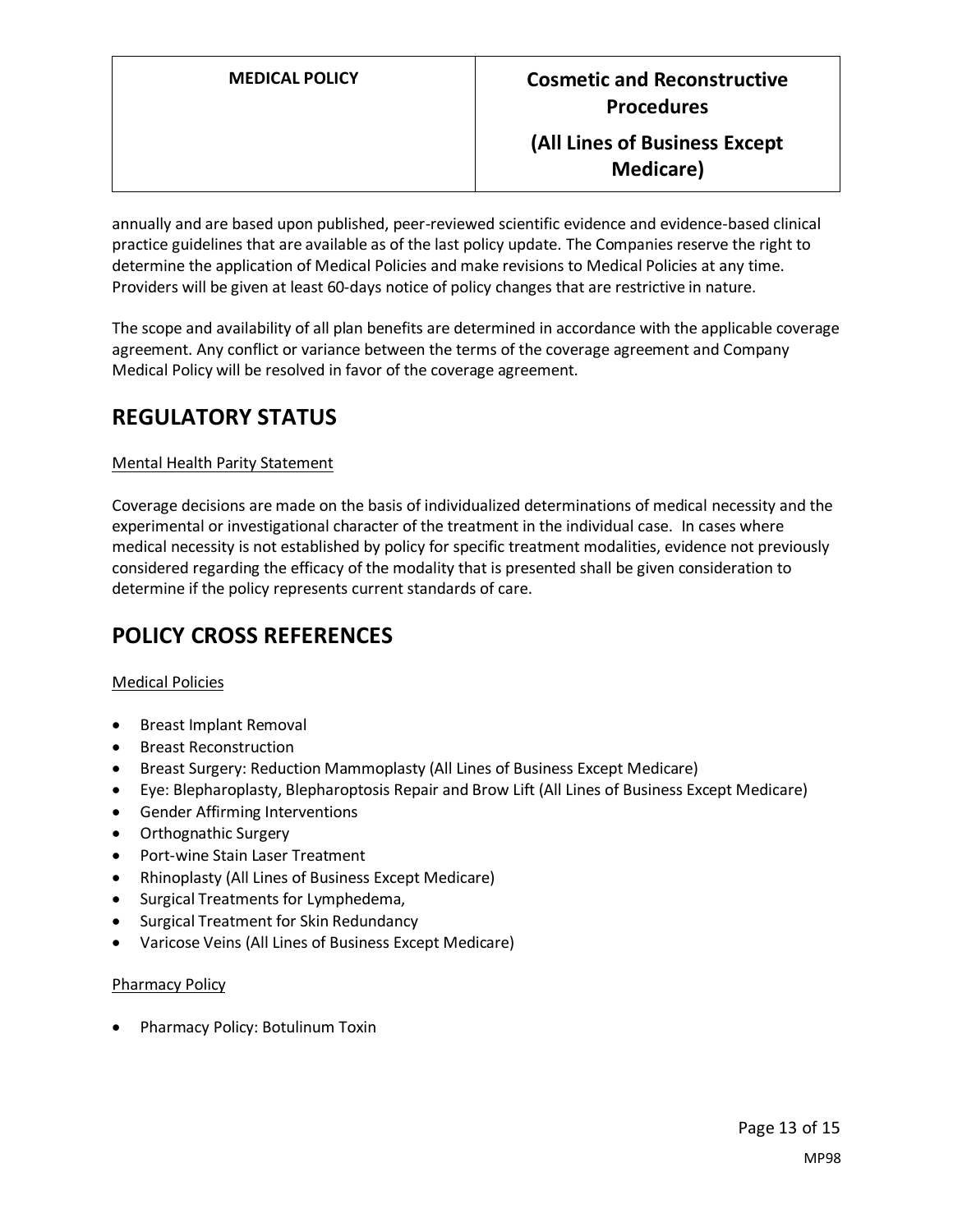annually and are based upon published, peer-reviewed scientific evidence and evidence-based clinical practice guidelines that are available as of the last policy update. The Companies reserve the right to determine the application of Medical Policies and make revisions to Medical Policies at any time. Providers will be given at least 60-days notice of policy changes that are restrictive in nature.

The scope and availability of all plan benefits are determined in accordance with the applicable coverage agreement. Any conflict or variance between the terms of the coverage agreement and Company Medical Policy will be resolved in favor of the coverage agreement.

# REGULATORY STATUS

Mental Health Parity Statement

Coverage decisions are made on the basis of individualized determinations of medical necessity and the experimental or investigational character of the treatment in the individual case. In cases where medical necessity is not established by policy for specific treatment modalities, evidence not previously considered regarding the efficacy of the modality that is presented shall be given consideration to determine if the policy represents current standards of care.

# POLICY CROSS REFERENCES

Medical Policies

- Breast Implant Removal
- Breast Reconstruction
- Breast Surgery: Reduction Mammoplasty (All Lines of Business Except Medicare)
- Eye: Blepharoplasty, Blepharoptosis Repair and Brow Lift (All Lines of Business Except Medicare)
- Gender Affirming Interventions
- Orthognathic Surgery
- Port-wine Stain Laser Treatment
- Rhinoplasty (All Lines of Business Except Medicare)
- Surgical Treatments for Lymphedema,
- Surgical Treatment for Skin Redundancy
- Varicose Veins (All Lines of Business Except Medicare)

Pharmacy Policy

- Pharmacy Policy: Botulinum Toxin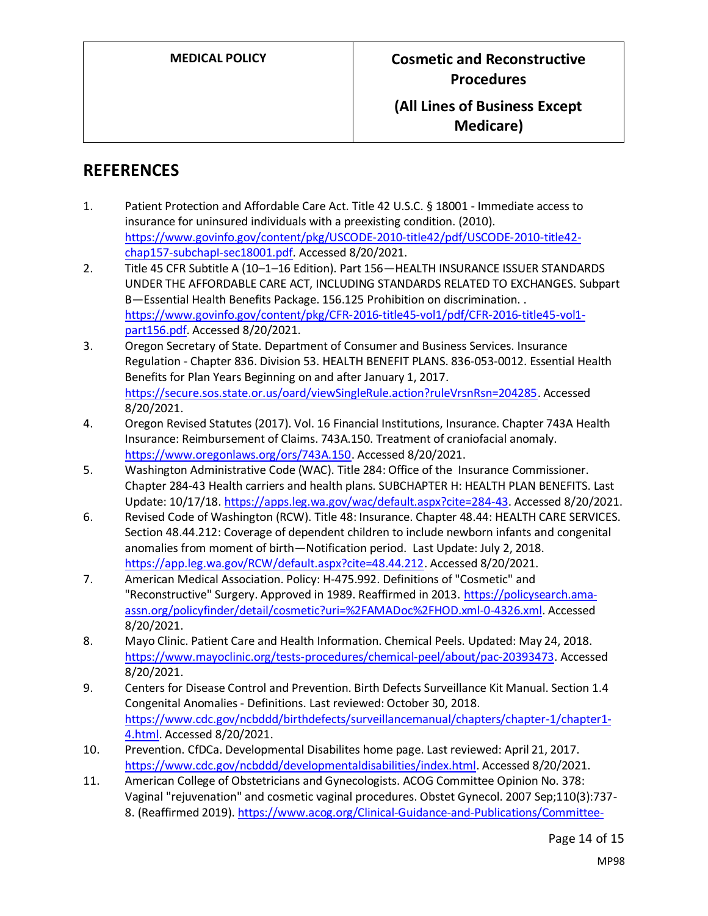## REFERENCES

1. Patient Protection and Affordable Care Act. Title 42 U.S.C. § 18001 - Immediate access to insurance for uninsured individuals with a preexisting condition. (2010). https://www.govinfo.gov/content/pkg/USCODE-2010-title42/pdf/USCODE-2010-title42-chap157-subchapI-sec18001.pdf. Accessed 8/20/2021.
2. Title 45 CFR Subtitle A (10–1–16 Edition). Part 156—HEALTH INSURANCE ISSUER STANDARDS UNDER THE AFFORDABLE CARE ACT, INCLUDING STANDARDS RELATED TO EXCHANGES. Subpart B—Essential Health Benefits Package. 156.125 Prohibition on discrimination. . https://www.govinfo.gov/content/pkg/CFR-2016-title45-vol1/pdf/CFR-2016-title45-vol1-part156.pdf. Accessed 8/20/2021.
3. Oregon Secretary of State. Department of Consumer and Business Services. Insurance Regulation - Chapter 836. Division 53. HEALTH BENEFIT PLANS. 836-053-0012. Essential Health Benefits for Plan Years Beginning on and after January 1, 2017. https://secure.sos.state.or.us/oard/viewSingleRule.action?ruleVrsnRsn=204285. Accessed 8/20/2021.
4. Oregon Revised Statutes (2017). Vol. 16 Financial Institutions, Insurance. Chapter 743A Health Insurance: Reimbursement of Claims. 743A.150. Treatment of craniofacial anomaly. https://www.oregonlaws.org/ors/743A.150. Accessed 8/20/2021.
5. Washington Administrative Code (WAC). Title 284: Office of the Insurance Commissioner. Chapter 284-43 Health carriers and health plans. SUBCHAPTER H: HEALTH PLAN BENEFITS. Last Update: 10/17/18. https://apps.leg.wa.gov/wac/default.aspx?cite=284-43. Accessed 8/20/2021.
6. Revised Code of Washington (RCW). Title 48: Insurance. Chapter 48.44: HEALTH CARE SERVICES. Section 48.44.212: Coverage of dependent children to include newborn infants and congenital anomalies from moment of birth—Notification period. Last Update: July 2, 2018. https://app.leg.wa.gov/RCW/default.aspx?cite=48.44.212. Accessed 8/20/2021.
7. American Medical Association. Policy: H-475.992. Definitions of "Cosmetic" and "Reconstructive" Surgery. Approved in 1989. Reaffirmed in 2013. https://policysearch.ama-assn.org/policyfinder/detail/cosmetic?uri=%2FAMADoc%2FHOD.xml-0-4326.xml. Accessed 8/20/2021.
8. Mayo Clinic. Patient Care and Health Information. Chemical Peels. Updated: May 24, 2018. https://www.mayoclinic.org/tests-procedures/chemical-peel/about/pac-20393473. Accessed 8/20/2021.
9. Centers for Disease Control and Prevention. Birth Defects Surveillance Kit Manual. Section 1.4 Congenital Anomalies - Definitions. Last reviewed: October 30, 2018. https://www.cdc.gov/ncbddd/birthdefects/surveillancemanual/chapters/chapter-1/chapter1-4.html. Accessed 8/20/2021.
10. Prevention. CfDCa. Developmental Disabilites home page. Last reviewed: April 21, 2017. https://www.cdc.gov/ncbddd/developmentaldisabilities/index.html. Accessed 8/20/2021.
11. American College of Obstetricians and Gynecologists. ACOG Committee Opinion No. 378: Vaginal "rejuvenation" and cosmetic vaginal procedures. Obstet Gynecol. 2007 Sep;110(3):737-8. (Reaffirmed 2019). https://www.acog.org/Clinical-Guidance-and-Publications/Committee-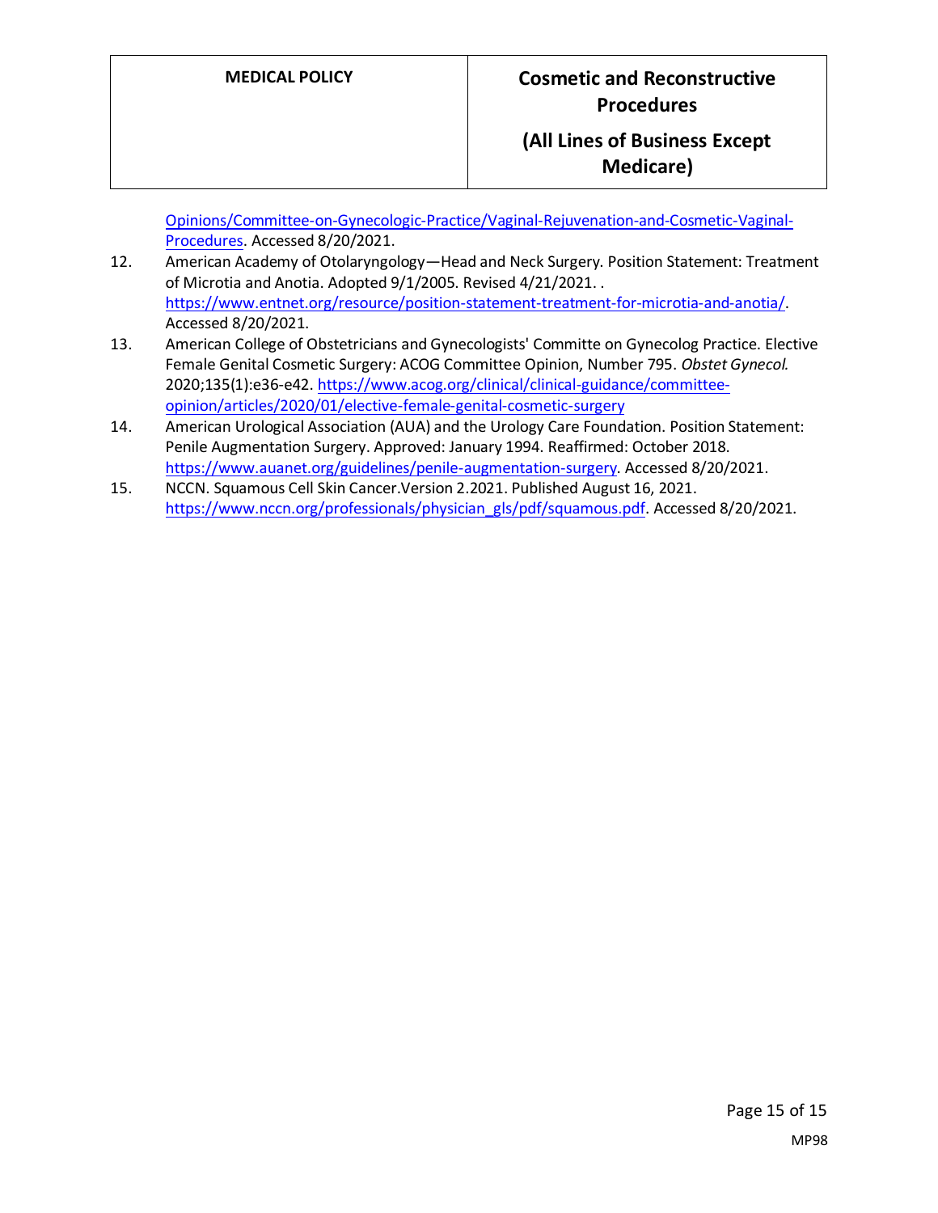Opinions/Committee-on-Gynecologic-Practice/Vaginal-Rejuvenation-and-Cosmetic-Vaginal-Procedures. Accessed 8/20/2021.

12. American Academy of Otolaryngology—Head and Neck Surgery. Position Statement: Treatment of Microtia and Anotia. Adopted 9/1/2005. Revised 4/21/2021. . https://www.entnet.org/resource/position-statement-treatment-for-microtia-and-anotia/. Accessed 8/20/2021.
13. American College of Obstetricians and Gynecologists' Committe on Gynecolog Practice. Elective Female Genital Cosmetic Surgery: ACOG Committee Opinion, Number 795. *Obstet Gynecol.* 2020;135(1):e36-e42. https://www.acog.org/clinical/clinical-guidance/committee-opinion/articles/2020/01/elective-female-genital-cosmetic-surgery
14. American Urological Association (AUA) and the Urology Care Foundation. Position Statement: Penile Augmentation Surgery. Approved: January 1994. Reaffirmed: October 2018. https://www.auanet.org/guidelines/penile-augmentation-surgery. Accessed 8/20/2021.
15. NCCN. Squamous Cell Skin Cancer.Version 2.2021. Published August 16, 2021. https://www.nccn.org/professionals/physician_gls/pdf/squamous.pdf. Accessed 8/20/2021.